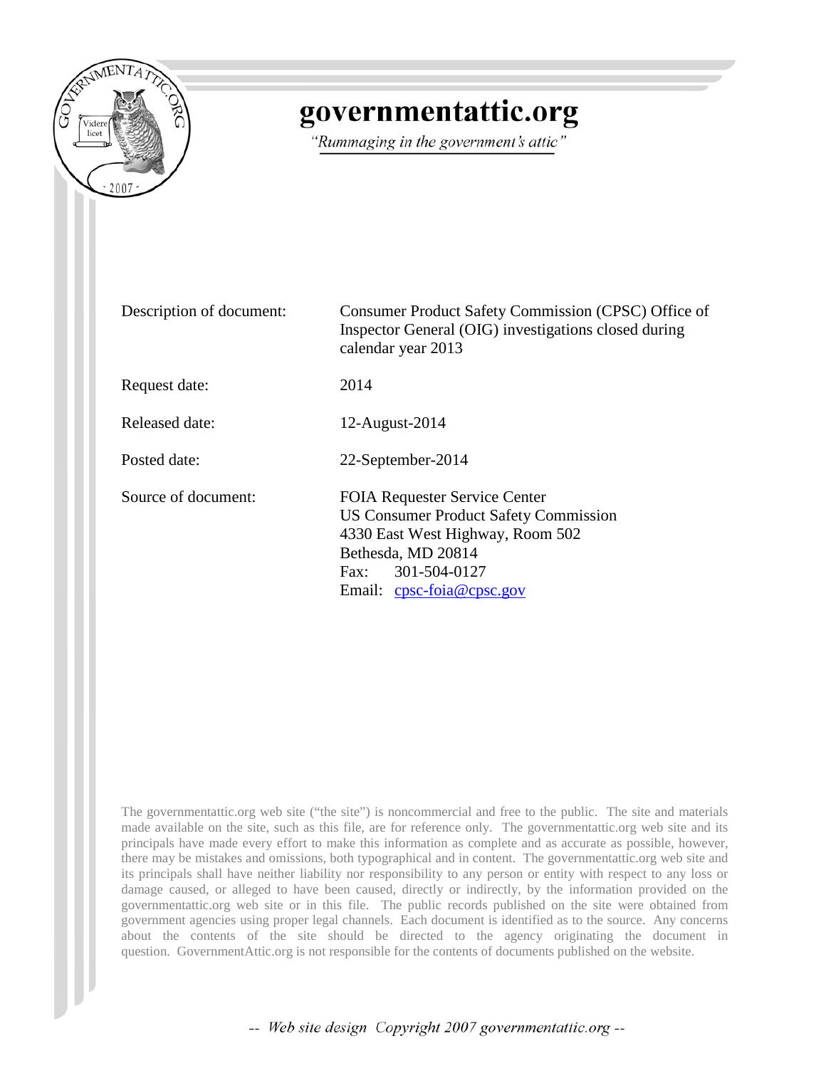# governmentattic.org

*"Rummaging in the government's attic"*

| | |
|---|---|
| Description of document: | Consumer Product Safety Commission (CPSC) Office of Inspector General (OIG) investigations closed during calendar year 2013 |
| Request date: | 2014 |
| Released date: | 12-August-2014 |
| Posted date: | 22-September-2014 |
| Source of document: | FOIA Requester Service Center<br>US Consumer Product Safety Commission<br>4330 East West Highway, Room 502<br>Bethesda, MD 20814<br>Fax: 301-504-0127<br>Email: cpsc-foia@cpsc.gov |

The governmentattic.org web site ("the site") is noncommercial and free to the public. The site and materials made available on the site, such as this file, are for reference only. The governmentattic.org web site and its principals have made every effort to make this information as complete and as accurate as possible, however, there may be mistakes and omissions, both typographical and in content. The governmentattic.org web site and its principals shall have neither liability nor responsibility to any person or entity with respect to any loss or damage caused, or alleged to have been caused, directly or indirectly, by the information provided on the governmentattic.org web site or in this file. The public records published on the site were obtained from government agencies using proper legal channels. Each document is identified as to the source. Any concerns about the contents of the site should be directed to the agency originating the document in question. GovernmentAttic.org is not responsible for the contents of documents published on the website.

*-- Web site design Copyright 2007 governmentattic.org --*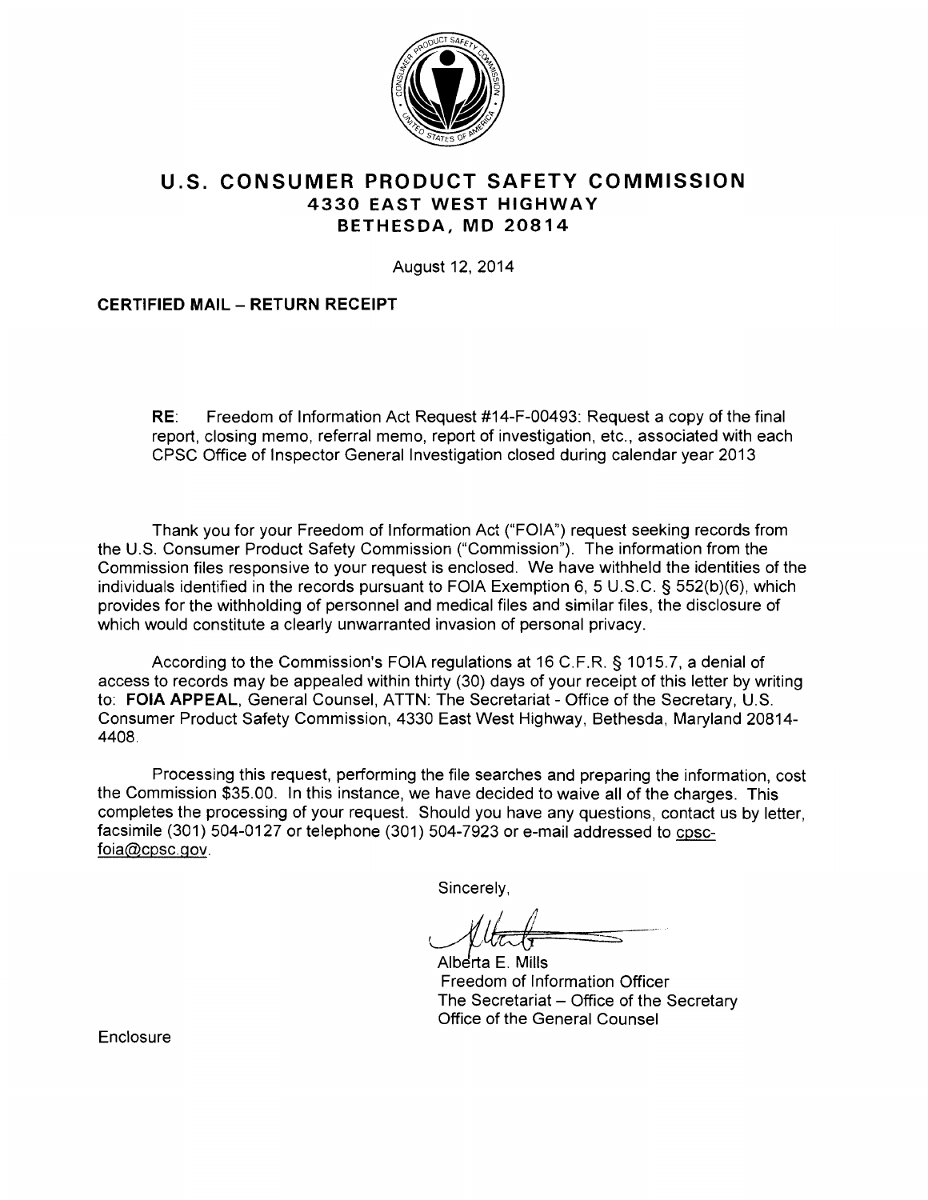# U.S. CONSUMER PRODUCT SAFETY COMMISSION
## 4330 EAST WEST HIGHWAY
## BETHESDA, MD 20814

August 12, 2014

**CERTIFIED MAIL – RETURN RECEIPT**

**RE**: Freedom of Information Act Request #14-F-00493: Request a copy of the final report, closing memo, referral memo, report of investigation, etc., associated with each CPSC Office of Inspector General Investigation closed during calendar year 2013

Thank you for your Freedom of Information Act ("FOIA") request seeking records from the U.S. Consumer Product Safety Commission ("Commission"). The information from the Commission files responsive to your request is enclosed. We have withheld the identities of the individuals identified in the records pursuant to FOIA Exemption 6, 5 U.S.C. § 552(b)(6), which provides for the withholding of personnel and medical files and similar files, the disclosure of which would constitute a clearly unwarranted invasion of personal privacy.

According to the Commission's FOIA regulations at 16 C.F.R. § 1015.7, a denial of access to records may be appealed within thirty (30) days of your receipt of this letter by writing to: **FOIA APPEAL**, General Counsel, ATTN: The Secretariat - Office of the Secretary, U.S. Consumer Product Safety Commission, 4330 East West Highway, Bethesda, Maryland 20814-4408.

Processing this request, performing the file searches and preparing the information, cost the Commission $35.00. In this instance, we have decided to waive all of the charges. This completes the processing of your request. Should you have any questions, contact us by letter, facsimile (301) 504-0127 or telephone (301) 504-7923 or e-mail addressed to cpsc-foia@cpsc.gov.

Sincerely,

Alberta E. Mills
Freedom of Information Officer
The Secretariat – Office of the Secretary
Office of the General Counsel

Enclosure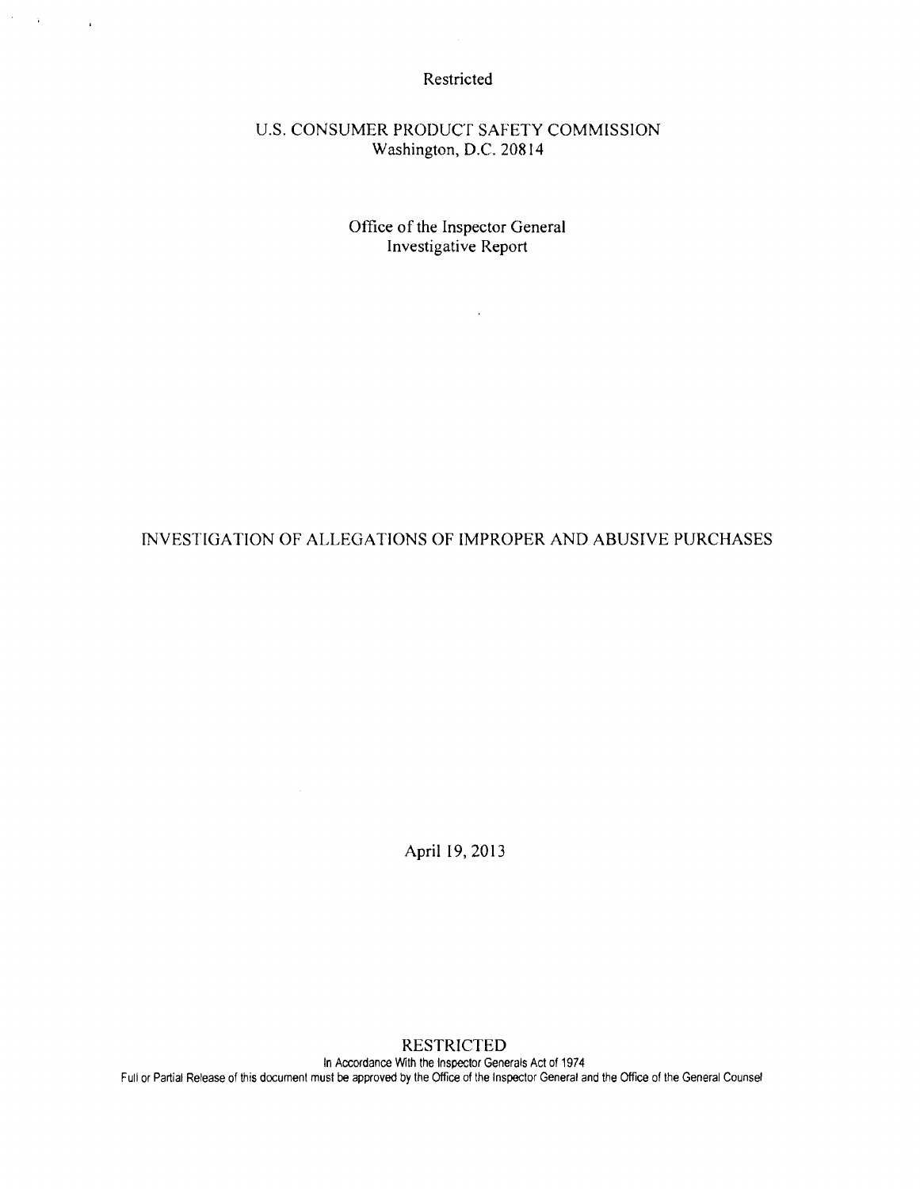Restricted

U.S. CONSUMER PRODUCT SAFETY COMMISSION
Washington, D.C. 20814

Office of the Inspector General
Investigative Report

# INVESTIGATION OF ALLEGATIONS OF IMPROPER AND ABUSIVE PURCHASES

April 19, 2013

RESTRICTED
In Accordance With the Inspector Generals Act of 1974
Full or Partial Release of this document must be approved by the Office of the Inspector General and the Office of the General Counsel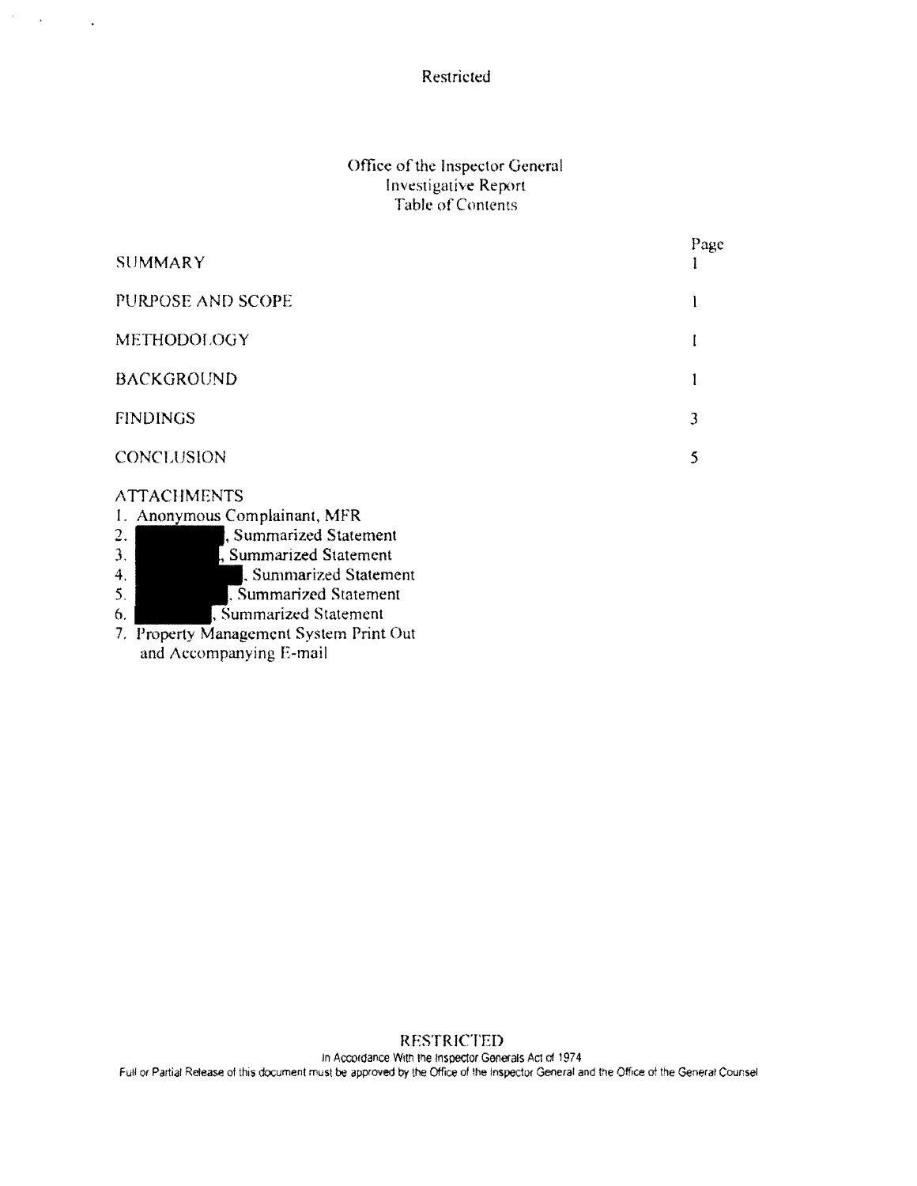Restricted

Office of the Inspector General
Investigative Report
Table of Contents

| | Page |
|---|---|
| SUMMARY | 1 |
| PURPOSE AND SCOPE | 1 |
| METHODOLOGY | 1 |
| BACKGROUND | 1 |
| FINDINGS | 3 |
| CONCLUSION | 5 |

ATTACHMENTS

1. Anonymous Complainant, MFR
2. [REDACTED], Summarized Statement
3. [REDACTED], Summarized Statement
4. [REDACTED], Summarized Statement
5. [REDACTED], Summarized Statement
6. [REDACTED], Summarized Statement
7. Property Management System Print Out and Accompanying E-mail

RESTRICTED
In Accordance With the Inspector Generals Act of 1974
Full or Partial Release of this document must be approved by the Office of the Inspector General and the Office of the General Counsel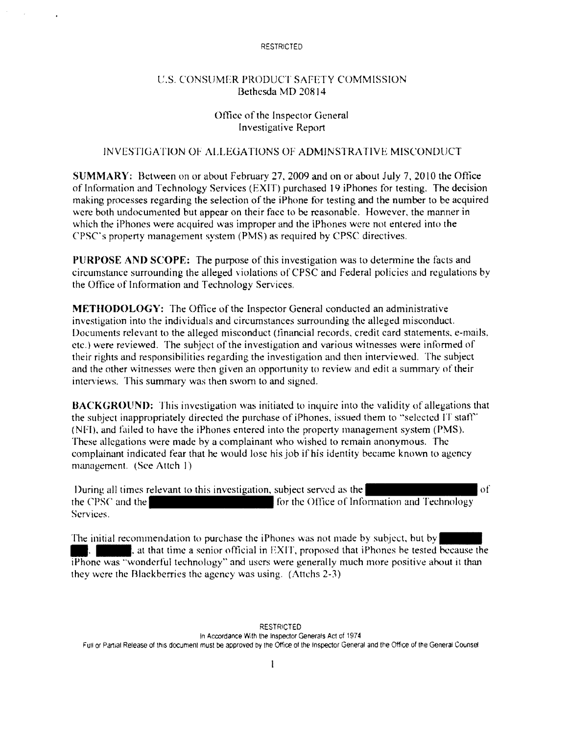RESTRICTED

U.S. CONSUMER PRODUCT SAFETY COMMISSION
Bethesda MD 20814

Office of the Inspector General
Investigative Report

INVESTIGATION OF ALLEGATIONS OF ADMINSTRATIVE MISCONDUCT

**SUMMARY:** Between on or about February 27, 2009 and on or about July 7, 2010 the Office of Information and Technology Services (EXIT) purchased 19 iPhones for testing. The decision making processes regarding the selection of the iPhone for testing and the number to be acquired were both undocumented but appear on their face to be reasonable. However, the manner in which the iPhones were acquired was improper and the iPhones were not entered into the CPSC's property management system (PMS) as required by CPSC directives.

**PURPOSE AND SCOPE:** The purpose of this investigation was to determine the facts and circumstance surrounding the alleged violations of CPSC and Federal policies and regulations by the Office of Information and Technology Services.

**METHODOLOGY:** The Office of the Inspector General conducted an administrative investigation into the individuals and circumstances surrounding the alleged misconduct. Documents relevant to the alleged misconduct (financial records, credit card statements, e-mails, etc.) were reviewed. The subject of the investigation and various witnesses were informed of their rights and responsibilities regarding the investigation and then interviewed. The subject and the other witnesses were then given an opportunity to review and edit a summary of their interviews. This summary was then sworn to and signed.

**BACKGROUND:** This investigation was initiated to inquire into the validity of allegations that the subject inappropriately directed the purchase of iPhones, issued them to "selected IT staff" (NFI), and failed to have the iPhones entered into the property management system (PMS). These allegations were made by a complainant who wished to remain anonymous. The complainant indicated fear that he would lose his job if his identity became known to agency management. (See Attch 1)

During all times relevant to this investigation, subject served as the [REDACTED] of the CPSC and the [REDACTED] for the Office of Information and Technology Services.

The initial recommendation to purchase the iPhones was not made by subject, but by [REDACTED]. [REDACTED], at that time a senior official in EXIT, proposed that iPhones be tested because the iPhone was "wonderful technology" and users were generally much more positive about it than they were the Blackberries the agency was using. (Attchs 2-3)

RESTRICTED
In Accordance With the Inspector Generals Act of 1974
Full or Partial Release of this document must be approved by the Office of the Inspector General and the Office of the General Counsel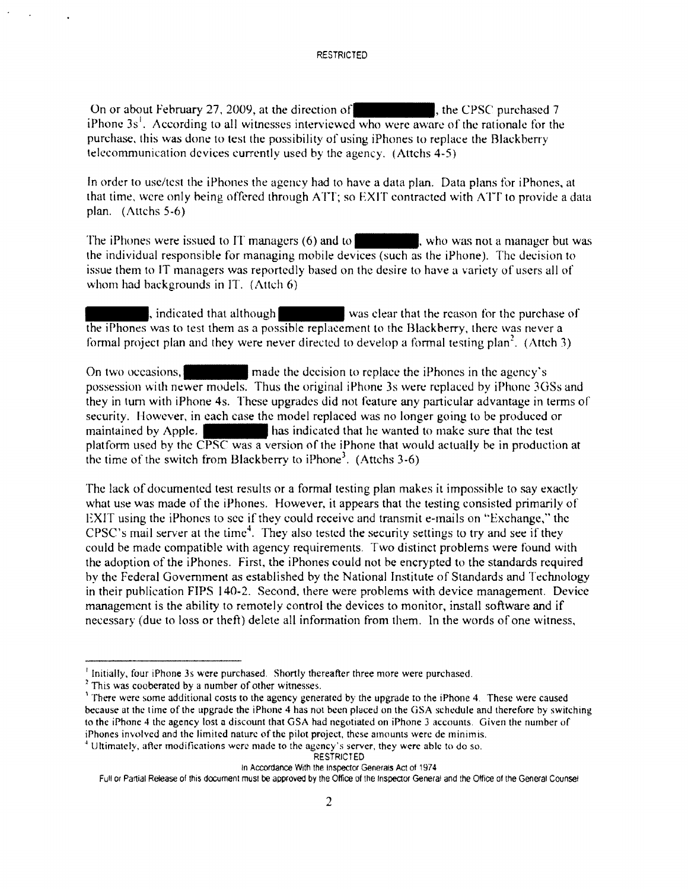On or about February 27, 2009, at the direction of [REDACTED], the CPSC purchased 7 iPhone 3s[1]. According to all witnesses interviewed who were aware of the rationale for the purchase, this was done to test the possibility of using iPhones to replace the Blackberry telecommunication devices currently used by the agency. (Attchs 4-5)

In order to use/test the iPhones the agency had to have a data plan. Data plans for iPhones, at that time, were only being offered through ATT; so EXIT contracted with ATT to provide a data plan. (Attchs 5-6)

The iPhones were issued to IT managers (6) and to [REDACTED], who was not a manager but was the individual responsible for managing mobile devices (such as the iPhone). The decision to issue them to IT managers was reportedly based on the desire to have a variety of users all of whom had backgrounds in IT. (Attch 6)

[REDACTED], indicated that although [REDACTED] was clear that the reason for the purchase of the iPhones was to test them as a possible replacement to the Blackberry, there was never a formal project plan and they were never directed to develop a formal testing plan[2]. (Attch 3)

On two occasions, [REDACTED] made the decision to replace the iPhones in the agency's possession with newer models. Thus the original iPhone 3s were replaced by iPhone 3GSs and they in turn with iPhone 4s. These upgrades did not feature any particular advantage in terms of security. However, in each case the model replaced was no longer going to be produced or maintained by Apple. [REDACTED] has indicated that he wanted to make sure that the test platform used by the CPSC was a version of the iPhone that would actually be in production at the time of the switch from Blackberry to iPhone[3]. (Attchs 3-6)

The lack of documented test results or a formal testing plan makes it impossible to say exactly what use was made of the iPhones. However, it appears that the testing consisted primarily of EXIT using the iPhones to see if they could receive and transmit e-mails on "Exchange," the CPSC's mail server at the time[4]. They also tested the security settings to try and see if they could be made compatible with agency requirements. Two distinct problems were found with the adoption of the iPhones. First, the iPhones could not be encrypted to the standards required by the Federal Government as established by the National Institute of Standards and Technology in their publication FIPS 140-2. Second, there were problems with device management. Device management is the ability to remotely control the devices to monitor, install software and if necessary (due to loss or theft) delete all information from them. In the words of one witness,

---

[1] Initially, four iPhone 3s were purchased. Shortly thereafter three more were purchased.

[2] This was cooberated by a number of other witnesses.

[3] There were some additional costs to the agency generated by the upgrade to the iPhone 4. These were caused because at the time of the upgrade the iPhone 4 has not been placed on the GSA schedule and therefore by switching to the iPhone 4 the agency lost a discount that GSA had negotiated on iPhone 3 accounts. Given the number of iPhones involved and the limited nature of the pilot project, these amounts were de minimis.

[4] Ultimately, after modifications were made to the agency's server, they were able to do so.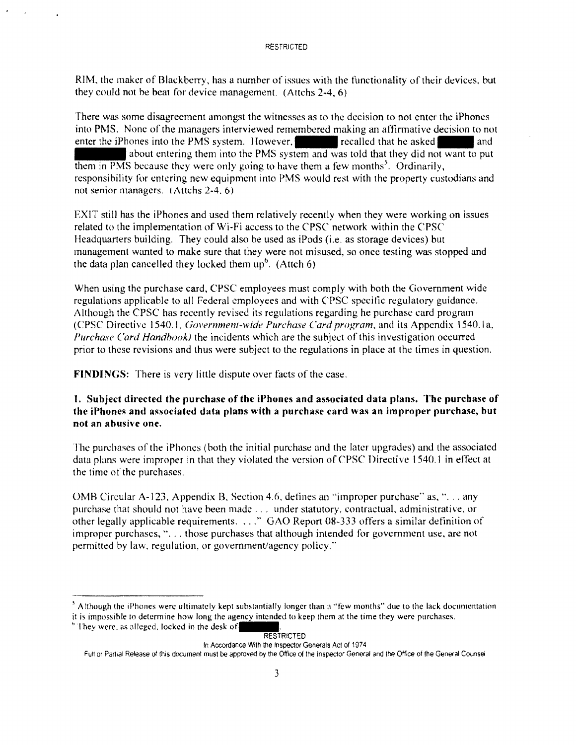RIM, the maker of Blackberry, has a number of issues with the functionality of their devices, but they could not be beat for device management. (Attchs 2-4, 6)

There was some disagreement amongst the witnesses as to the decision to not enter the iPhones into PMS. None of the managers interviewed remembered making an affirmative decision to not enter the iPhones into the PMS system. However, ██████ recalled that he asked ██████ and ██████ about entering them into the PMS system and was told that they did not want to put them in PMS because they were only going to have them a few months[5]. Ordinarily, responsibility for entering new equipment into PMS would rest with the property custodians and not senior managers. (Attchs 2-4, 6)

EXIT still has the iPhones and used them relatively recently when they were working on issues related to the implementation of Wi-Fi access to the CPSC network within the CPSC Headquarters building. They could also be used as iPods (i.e. as storage devices) but management wanted to make sure that they were not misused, so once testing was stopped and the data plan cancelled they locked them up[6]. (Attch 6)

When using the purchase card, CPSC employees must comply with both the Government wide regulations applicable to all Federal employees and with CPSC specific regulatory guidance. Although the CPSC has recently revised its regulations regarding he purchase card program (CPSC Directive 1540.1, *Government-wide Purchase Card program*, and its Appendix 1540.1a, *Purchase Card Handbook)* the incidents which are the subject of this investigation occurred prior to these revisions and thus were subject to the regulations in place at the times in question.

**FINDINGS:** There is very little dispute over facts of the case.

**1. Subject directed the purchase of the iPhones and associated data plans. The purchase of the iPhones and associated data plans with a purchase card was an improper purchase, but not an abusive one.**

The purchases of the iPhones (both the initial purchase and the later upgrades) and the associated data plans were improper in that they violated the version of CPSC Directive 1540.1 in effect at the time of the purchases.

OMB Circular A-123, Appendix B, Section 4.6, defines an "improper purchase" as, ". . . any purchase that should not have been made . . . under statutory, contractual, administrative, or other legally applicable requirements. . . ." GAO Report 08-333 offers a similar definition of improper purchases, ". . . those purchases that although intended for government use, are not permitted by law, regulation, or government/agency policy."

---

[5] Although the iPhones were ultimately kept substantially longer than a "few months" due to the lack documentation it is impossible to determine how long the agency intended to keep them at the time they were purchases.

[6] They were, as alleged, locked in the desk of ██████.

RESTRICTED

In Accordance With the Inspector Generals Act of 1974

Full or Partial Release of this document must be approved by the Office of the Inspector General and the Office of the General Counsel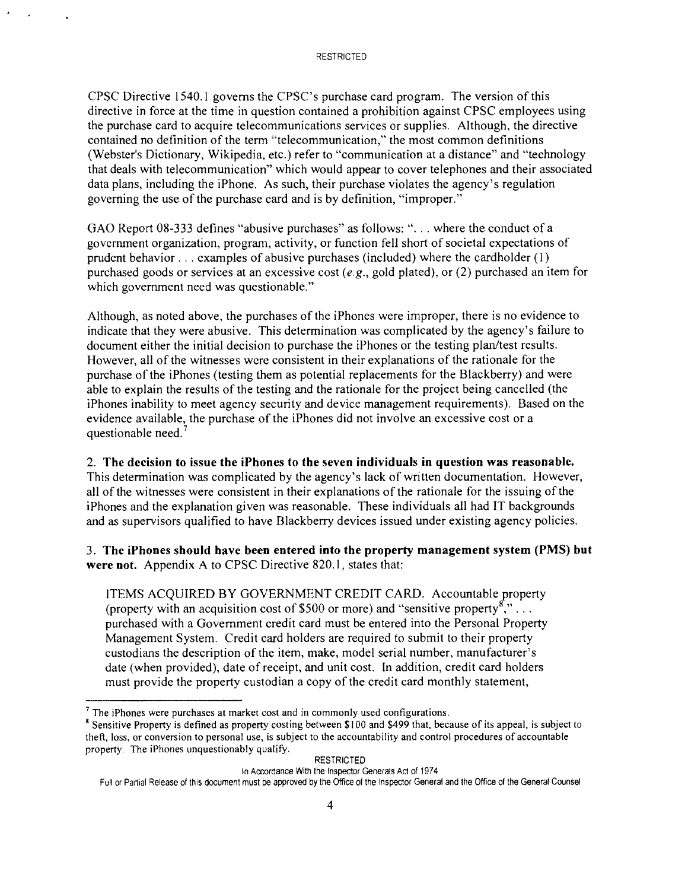CPSC Directive 1540.1 governs the CPSC's purchase card program. The version of this directive in force at the time in question contained a prohibition against CPSC employees using the purchase card to acquire telecommunications services or supplies. Although, the directive contained no definition of the term "telecommunication," the most common definitions (Webster's Dictionary, Wikipedia, etc.) refer to "communication at a distance" and "technology that deals with telecommunication" which would appear to cover telephones and their associated data plans, including the iPhone. As such, their purchase violates the agency's regulation governing the use of the purchase card and is by definition, "improper."

GAO Report 08-333 defines "abusive purchases" as follows: ". . . where the conduct of a government organization, program, activity, or function fell short of societal expectations of prudent behavior . . . examples of abusive purchases (included) where the cardholder (1) purchased goods or services at an excessive cost (*e.g.*, gold plated), or (2) purchased an item for which government need was questionable."

Although, as noted above, the purchases of the iPhones were improper, there is no evidence to indicate that they were abusive. This determination was complicated by the agency's failure to document either the initial decision to purchase the iPhones or the testing plan/test results. However, all of the witnesses were consistent in their explanations of the rationale for the purchase of the iPhones (testing them as potential replacements for the Blackberry) and were able to explain the results of the testing and the rationale for the project being cancelled (the iPhones inability to meet agency security and device management requirements). Based on the evidence available, the purchase of the iPhones did not involve an excessive cost or a questionable need.[7]

2. **The decision to issue the iPhones to the seven individuals in question was reasonable.** This determination was complicated by the agency's lack of written documentation. However, all of the witnesses were consistent in their explanations of the rationale for the issuing of the iPhones and the explanation given was reasonable. These individuals all had IT backgrounds and as supervisors qualified to have Blackberry devices issued under existing agency policies.

3. **The iPhones should have been entered into the property management system (PMS) but were not.** Appendix A to CPSC Directive 820.1, states that:

> ITEMS ACQUIRED BY GOVERNMENT CREDIT CARD. Accountable property (property with an acquisition cost of $500 or more) and "sensitive property[8]," . . . purchased with a Government credit card must be entered into the Personal Property Management System. Credit card holders are required to submit to their property custodians the description of the item, make, model serial number, manufacturer's date (when provided), date of receipt, and unit cost. In addition, credit card holders must provide the property custodian a copy of the credit card monthly statement,

---

[7] The iPhones were purchases at market cost and in commonly used configurations.

[8] Sensitive Property is defined as property costing between $100 and $499 that, because of its appeal, is subject to theft, loss, or conversion to personal use, is subject to the accountability and control procedures of accountable property. The iPhones unquestionably qualify.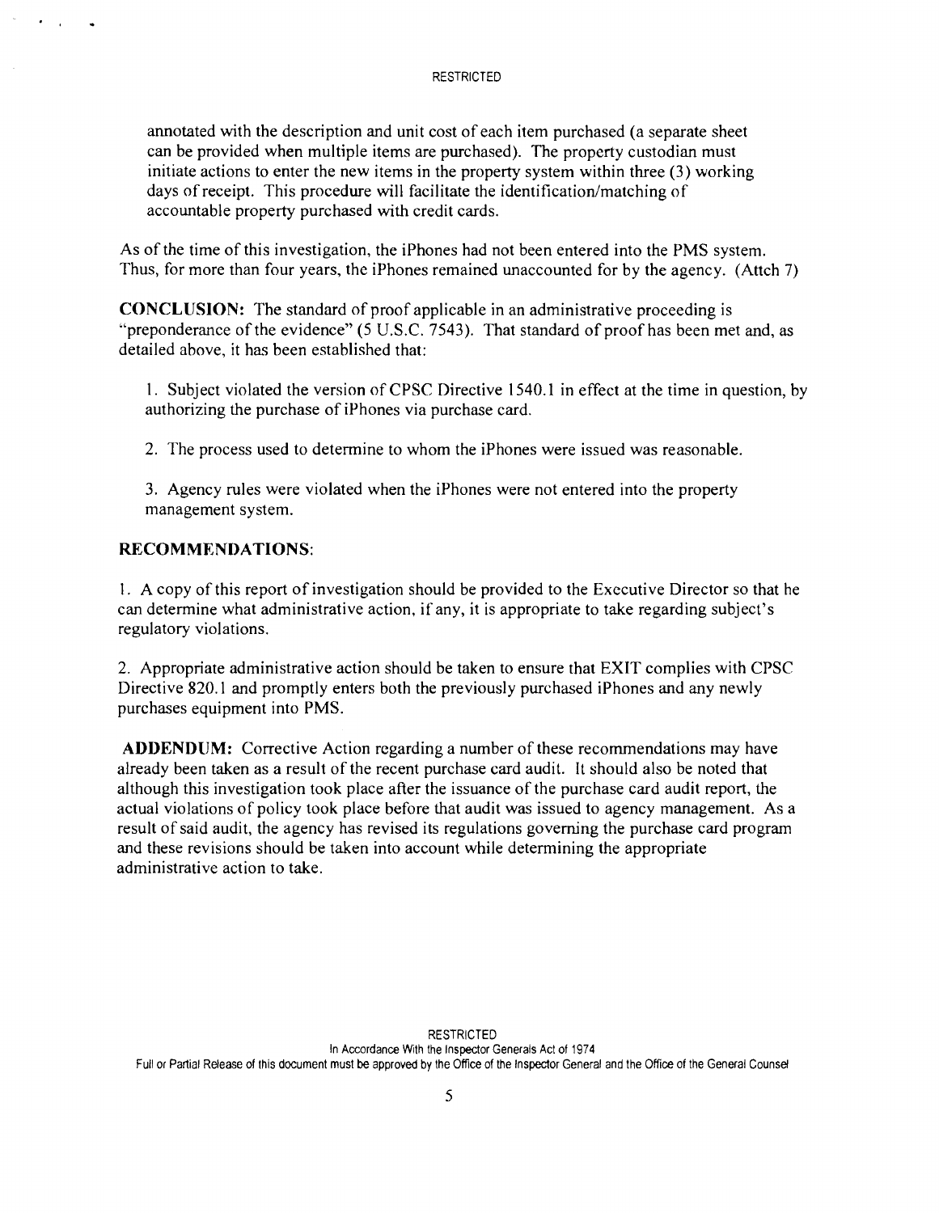annotated with the description and unit cost of each item purchased (a separate sheet can be provided when multiple items are purchased). The property custodian must initiate actions to enter the new items in the property system within three (3) working days of receipt. This procedure will facilitate the identification/matching of accountable property purchased with credit cards.

As of the time of this investigation, the iPhones had not been entered into the PMS system. Thus, for more than four years, the iPhones remained unaccounted for by the agency. (Attch 7)

**CONCLUSION:** The standard of proof applicable in an administrative proceeding is "preponderance of the evidence" (5 U.S.C. 7543). That standard of proof has been met and, as detailed above, it has been established that:

1. Subject violated the version of CPSC Directive 1540.1 in effect at the time in question, by authorizing the purchase of iPhones via purchase card.

2. The process used to determine to whom the iPhones were issued was reasonable.

3. Agency rules were violated when the iPhones were not entered into the property management system.

**RECOMMENDATIONS:**

1. A copy of this report of investigation should be provided to the Executive Director so that he can determine what administrative action, if any, it is appropriate to take regarding subject's regulatory violations.

2. Appropriate administrative action should be taken to ensure that EXIT complies with CPSC Directive 820.1 and promptly enters both the previously purchased iPhones and any newly purchases equipment into PMS.

**ADDENDUM:** Corrective Action regarding a number of these recommendations may have already been taken as a result of the recent purchase card audit. It should also be noted that although this investigation took place after the issuance of the purchase card audit report, the actual violations of policy took place before that audit was issued to agency management. As a result of said audit, the agency has revised its regulations governing the purchase card program and these revisions should be taken into account while determining the appropriate administrative action to take.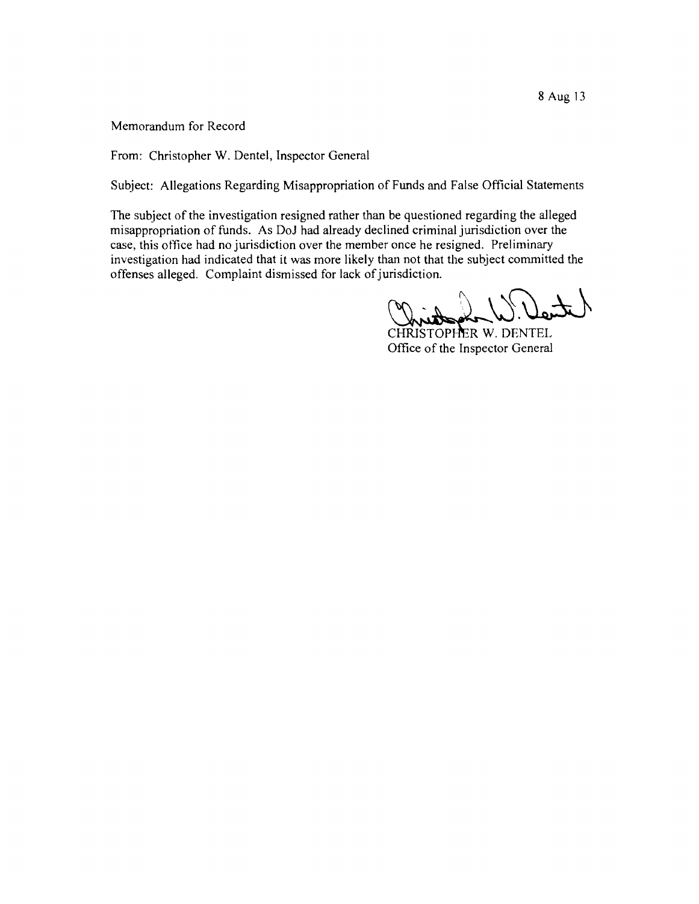8 Aug 13

Memorandum for Record

From: Christopher W. Dentel, Inspector General

Subject: Allegations Regarding Misappropriation of Funds and False Official Statements

The subject of the investigation resigned rather than be questioned regarding the alleged misappropriation of funds. As DoJ had already declined criminal jurisdiction over the case, this office had no jurisdiction over the member once he resigned. Preliminary investigation had indicated that it was more likely than not that the subject committed the offenses alleged. Complaint dismissed for lack of jurisdiction.

CHRISTOPHER W. DENTEL
Office of the Inspector General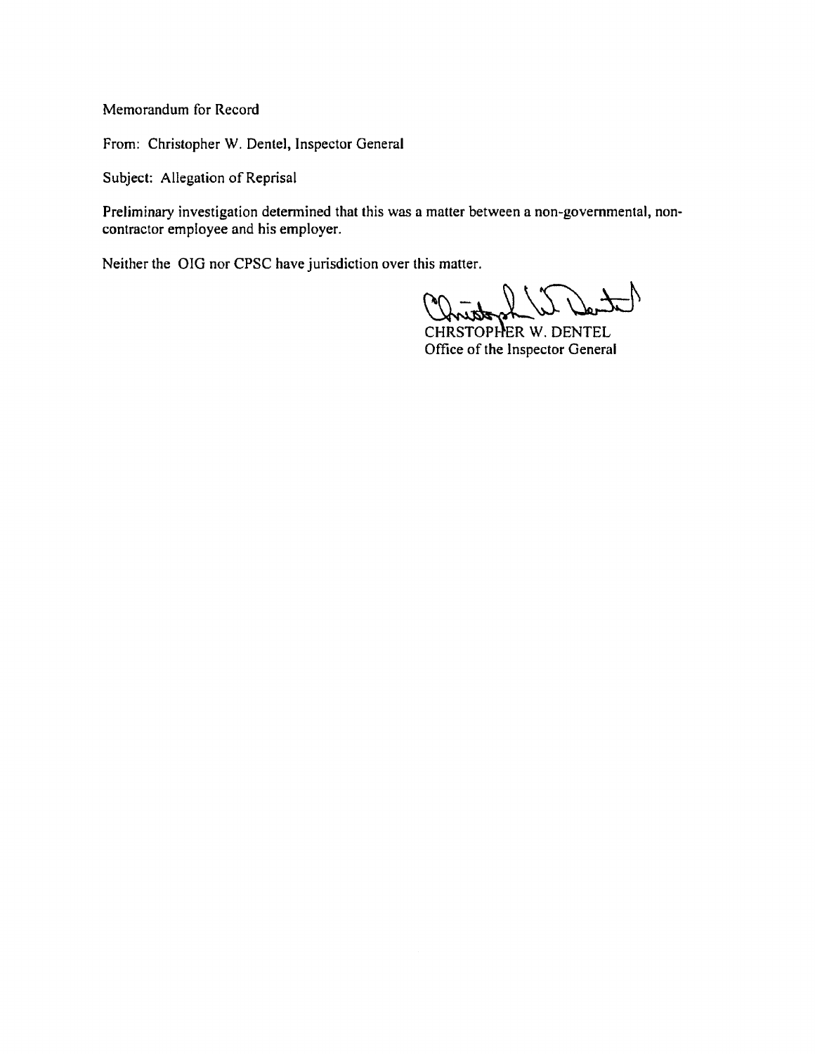Memorandum for Record

From: Christopher W. Dentel, Inspector General

Subject: Allegation of Reprisal

Preliminary investigation determined that this was a matter between a non-governmental, non-contractor employee and his employer.

Neither the OIG nor CPSC have jurisdiction over this matter.

CHRSTOPHER W. DENTEL
Office of the Inspector General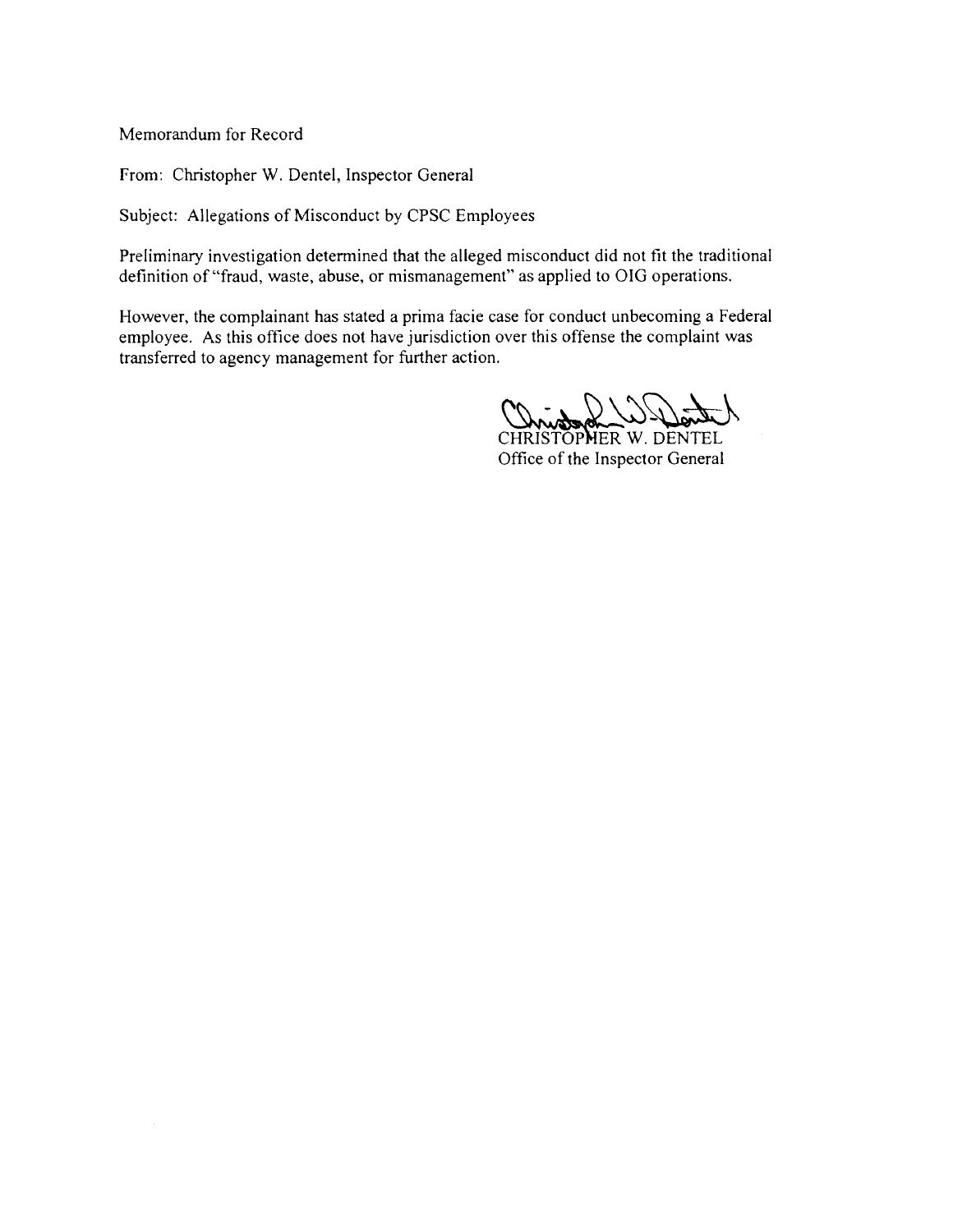Memorandum for Record

From: Christopher W. Dentel, Inspector General

Subject: Allegations of Misconduct by CPSC Employees

Preliminary investigation determined that the alleged misconduct did not fit the traditional definition of "fraud, waste, abuse, or mismanagement" as applied to OIG operations.

However, the complainant has stated a prima facie case for conduct unbecoming a Federal employee. As this office does not have jurisdiction over this offense the complaint was transferred to agency management for further action.

CHRISTOPHER W. DENTEL
Office of the Inspector General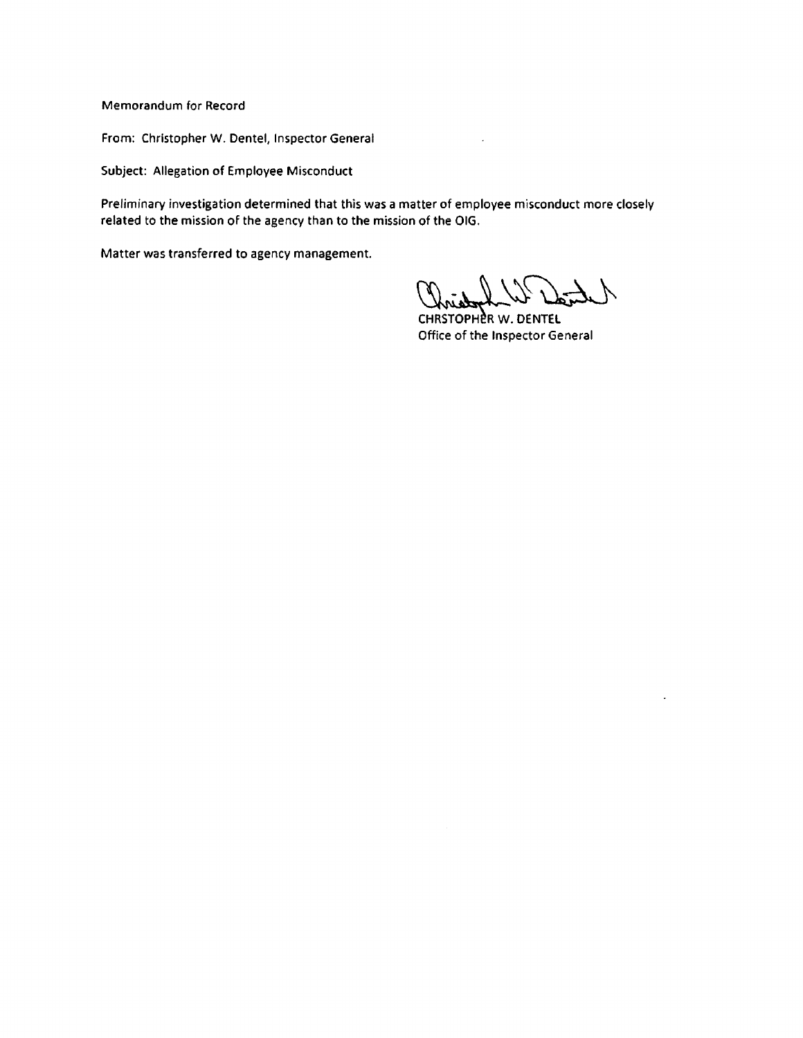Memorandum for Record

From: Christopher W. Dentel, Inspector General

Subject: Allegation of Employee Misconduct

Preliminary investigation determined that this was a matter of employee misconduct more closely related to the mission of the agency than to the mission of the OIG.

Matter was transferred to agency management.

CHRSTOPHER W. DENTEL
Office of the Inspector General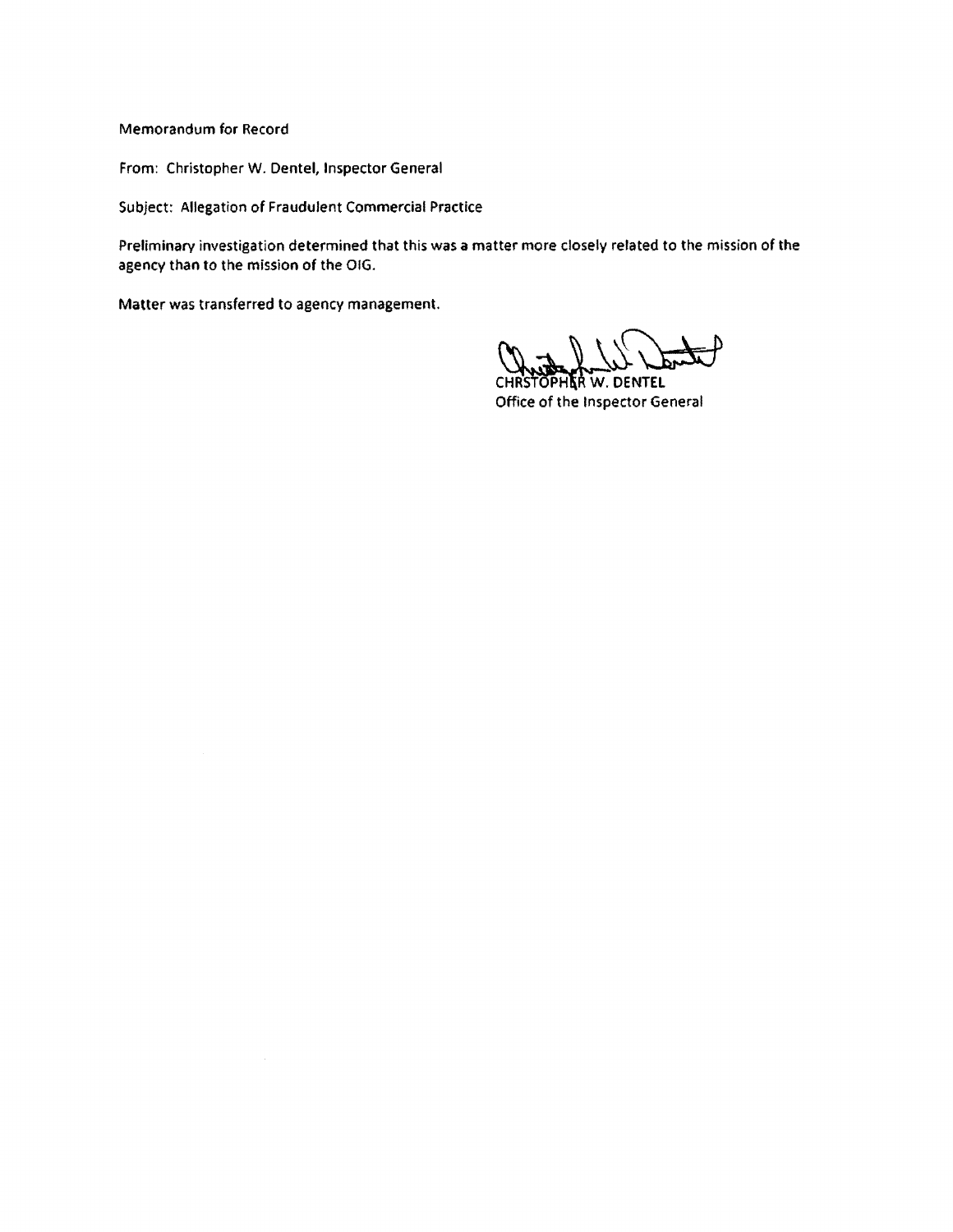Memorandum for Record

From: Christopher W. Dentel, Inspector General

Subject: Allegation of Fraudulent Commercial Practice

Preliminary investigation determined that this was a matter more closely related to the mission of the agency than to the mission of the OIG.

Matter was transferred to agency management.

CHRSTOPHER W. DENTEL
Office of the Inspector General